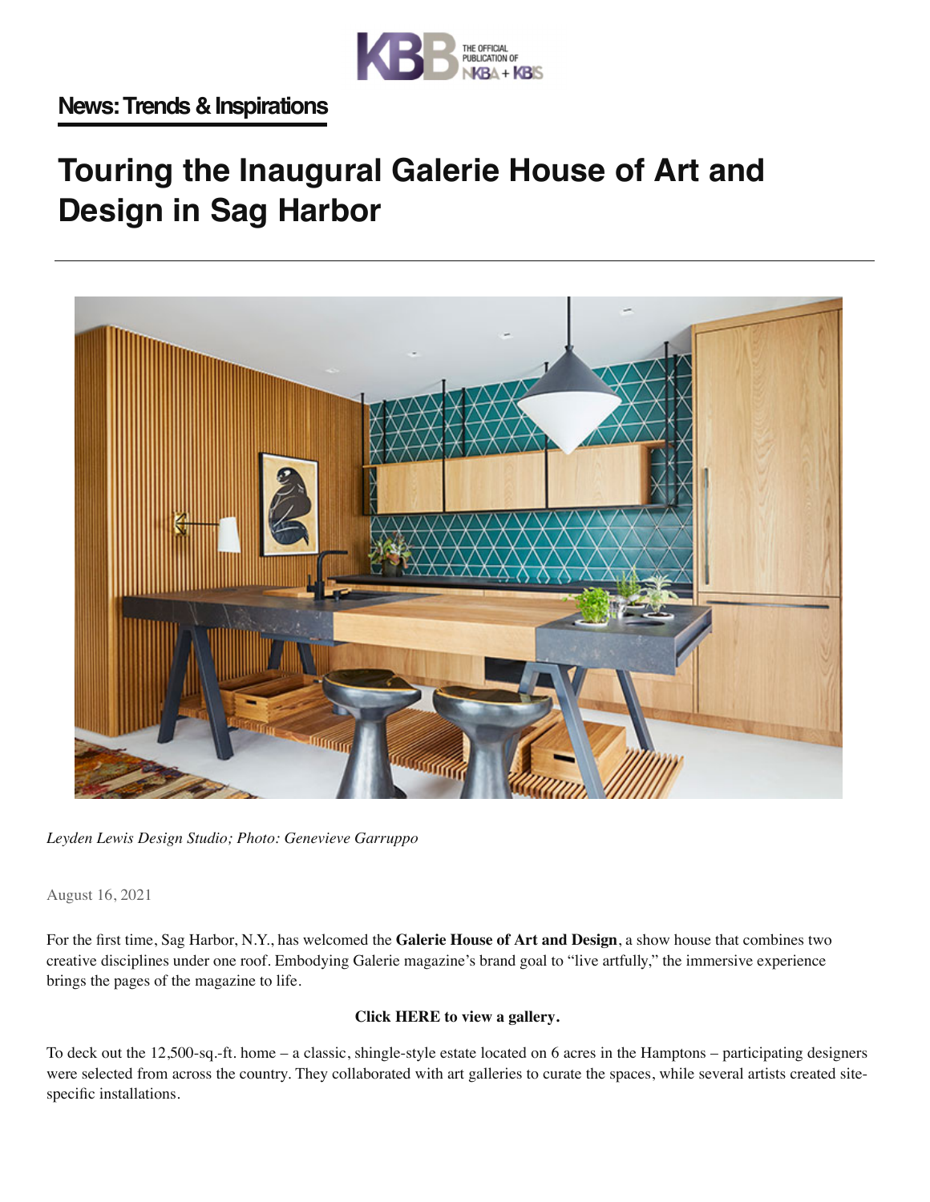News: Trends & Inspirations

# Touring the Inaugural Galerie House of Art and Design in Sag Harbor

*Leyden Lewis Design Studio; Photo: Genevieve Garruppo*

August 16, 2021

For the first time, Sag Harbor, N.Y., has welcomed the **Galerie House of Art and Design**, a show house that combines two creative disciplines under one roof. Embodying Galerie magazine's brand goal to "live artfully," the immersive experience brings the pages of the magazine to life.

**Click HERE to view a gallery.**

To deck out the 12,500-sq.-ft. home – a classic, shingle-style estate located on 6 acres in the Hamptons – participating designers were selected from across the country. They collaborated with art galleries to curate the spaces, while several artists created site-specific installations.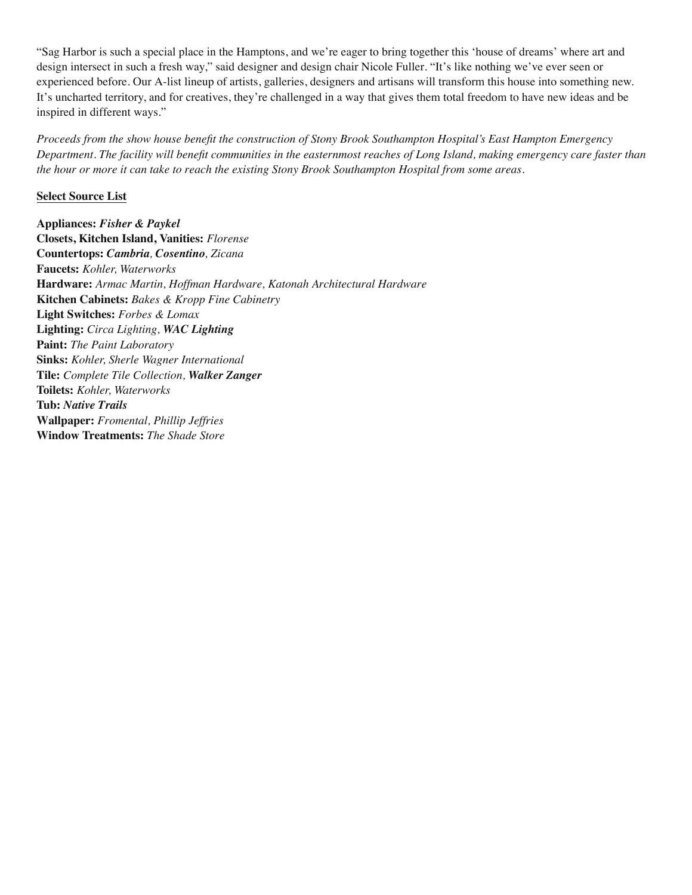"Sag Harbor is such a special place in the Hamptons, and we're eager to bring together this 'house of dreams' where art and design intersect in such a fresh way," said designer and design chair Nicole Fuller. "It's like nothing we've ever seen or experienced before. Our A-list lineup of artists, galleries, designers and artisans will transform this house into something new. It's uncharted territory, and for creatives, they're challenged in a way that gives them total freedom to have new ideas and be inspired in different ways."

*Proceeds from the show house benefit the construction of Stony Brook Southampton Hospital's East Hampton Emergency Department. The facility will benefit communities in the easternmost reaches of Long Island, making emergency care faster than the hour or more it can take to reach the existing Stony Brook Southampton Hospital from some areas.*

**Select Source List**

**Appliances:** ***Fisher & Paykel***
**Closets, Kitchen Island, Vanities:** *Florense*
**Countertops:** ***Cambria***, ***Cosentino***, *Zicana*
**Faucets:** *Kohler, Waterworks*
**Hardware:** *Armac Martin, Hoffman Hardware, Katonah Architectural Hardware*
**Kitchen Cabinets:** *Bakes & Kropp Fine Cabinetry*
**Light Switches:** *Forbes & Lomax*
**Lighting:** *Circa Lighting,* ***WAC Lighting***
**Paint:** *The Paint Laboratory*
**Sinks:** *Kohler, Sherle Wagner International*
**Tile:** *Complete Tile Collection,* ***Walker Zanger***
**Toilets:** *Kohler, Waterworks*
**Tub:** ***Native Trails***
**Wallpaper:** *Fromental, Phillip Jeffries*
**Window Treatments:** *The Shade Store*